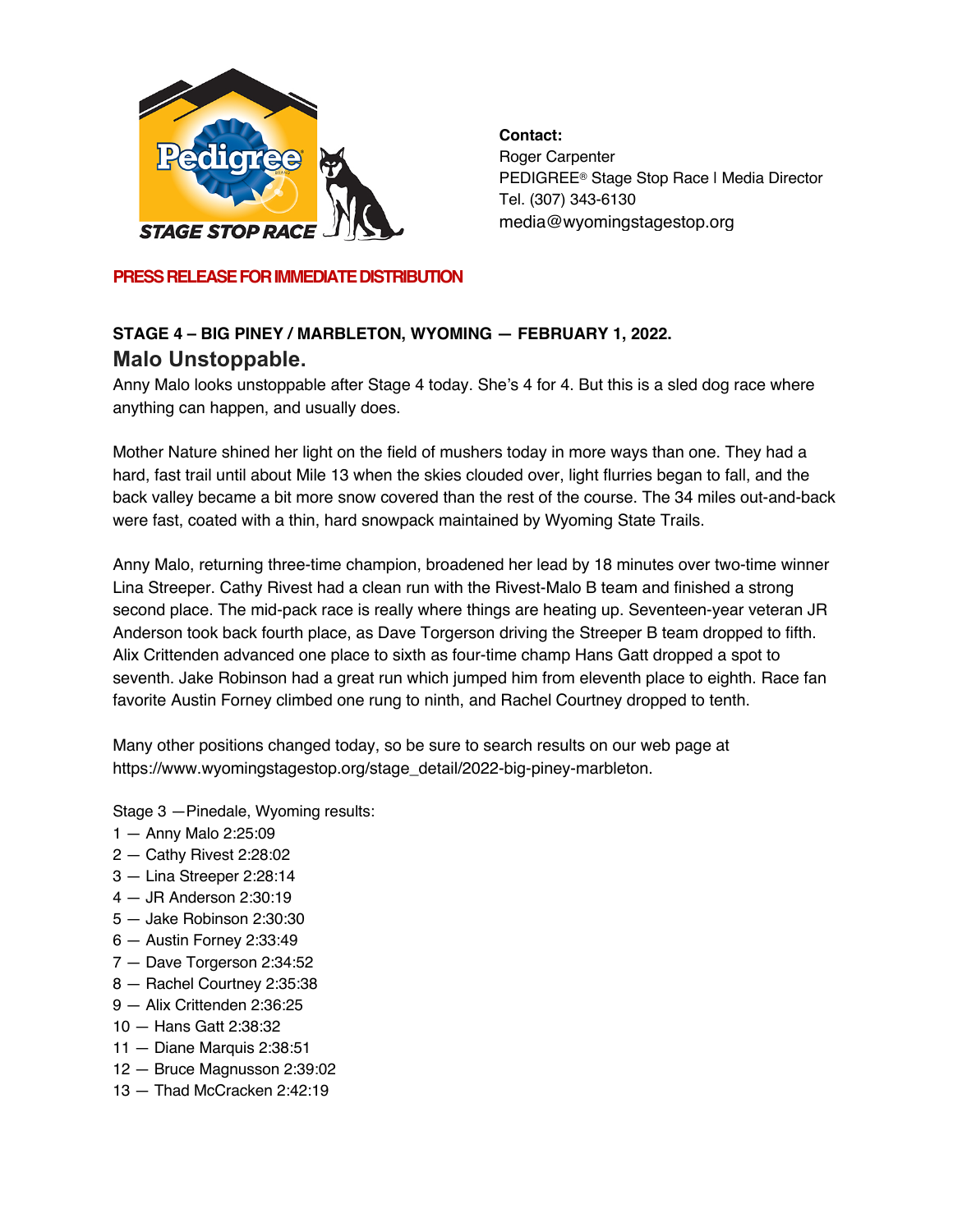PEDIGREE STAGE STOP RACE

**Contact:**
Roger Carpenter
PEDIGREE® Stage Stop Race | Media Director
Tel. (307) 343-6130
media@wyomingstagestop.org

**PRESS RELEASE FOR IMMEDIATE DISTRIBUTION**

**STAGE 4 – BIG PINEY / MARBLETON, WYOMING — FEBRUARY 1, 2022.**

## Malo Unstoppable.

Anny Malo looks unstoppable after Stage 4 today. She's 4 for 4. But this is a sled dog race where anything can happen, and usually does.

Mother Nature shined her light on the field of mushers today in more ways than one. They had a hard, fast trail until about Mile 13 when the skies clouded over, light flurries began to fall, and the back valley became a bit more snow covered than the rest of the course. The 34 miles out-and-back were fast, coated with a thin, hard snowpack maintained by Wyoming State Trails.

Anny Malo, returning three-time champion, broadened her lead by 18 minutes over two-time winner Lina Streeper. Cathy Rivest had a clean run with the Rivest-Malo B team and finished a strong second place. The mid-pack race is really where things are heating up. Seventeen-year veteran JR Anderson took back fourth place, as Dave Torgerson driving the Streeper B team dropped to fifth. Alix Crittenden advanced one place to sixth as four-time champ Hans Gatt dropped a spot to seventh. Jake Robinson had a great run which jumped him from eleventh place to eighth. Race fan favorite Austin Forney climbed one rung to ninth, and Rachel Courtney dropped to tenth.

Many other positions changed today, so be sure to search results on our web page at https://www.wyomingstagestop.org/stage_detail/2022-big-piney-marbleton.

Stage 3 —Pinedale, Wyoming results:

1 — Anny Malo 2:25:09
2 — Cathy Rivest 2:28:02
3 — Lina Streeper 2:28:14
4 — JR Anderson 2:30:19
5 — Jake Robinson 2:30:30
6 — Austin Forney 2:33:49
7 — Dave Torgerson 2:34:52
8 — Rachel Courtney 2:35:38
9 — Alix Crittenden 2:36:25
10 — Hans Gatt 2:38:32
11 — Diane Marquis 2:38:51
12 — Bruce Magnusson 2:39:02
13 — Thad McCracken 2:42:19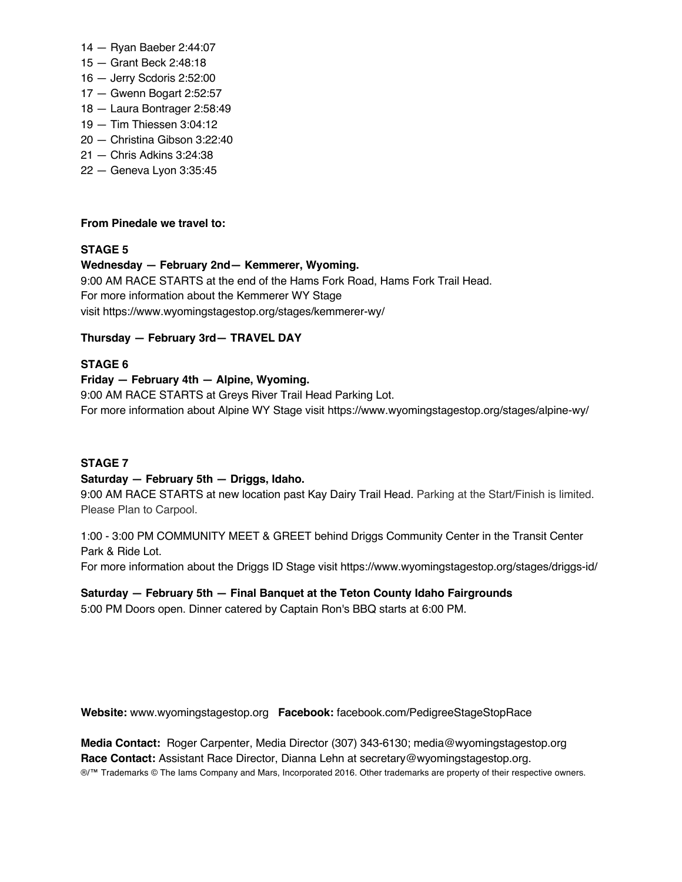14 — Ryan Baeber 2:44:07  
15 — Grant Beck 2:48:18  
16 — Jerry Scdoris 2:52:00  
17 — Gwenn Bogart 2:52:57  
18 — Laura Bontrager 2:58:49  
19 — Tim Thiessen 3:04:12  
20 — Christina Gibson 3:22:40  
21 — Chris Adkins 3:24:38  
22 — Geneva Lyon 3:35:45

**From Pinedale we travel to:**

**STAGE 5**

**Wednesday — February 2nd— Kemmerer, Wyoming.**  
9:00 AM RACE STARTS at the end of the Hams Fork Road, Hams Fork Trail Head.  
For more information about the Kemmerer WY Stage  
visit https://www.wyomingstagestop.org/stages/kemmerer-wy/

**Thursday — February 3rd— TRAVEL DAY**

**STAGE 6**

**Friday — February 4th — Alpine, Wyoming.**  
9:00 AM RACE STARTS at Greys River Trail Head Parking Lot.  
For more information about Alpine WY Stage visit https://www.wyomingstagestop.org/stages/alpine-wy/

**STAGE 7**

**Saturday — February 5th — Driggs, Idaho.**  
9:00 AM RACE STARTS at new location past Kay Dairy Trail Head. Parking at the Start/Finish is limited. Please Plan to Carpool.

1:00 - 3:00 PM COMMUNITY MEET & GREET behind Driggs Community Center in the Transit Center Park & Ride Lot.  
For more information about the Driggs ID Stage visit https://www.wyomingstagestop.org/stages/driggs-id/

**Saturday — February 5th — Final Banquet at the Teton County Idaho Fairgrounds**  
5:00 PM Doors open. Dinner catered by Captain Ron's BBQ starts at 6:00 PM.

**Website:** www.wyomingstagestop.org **Facebook:** facebook.com/PedigreeStageStopRace

**Media Contact:** Roger Carpenter, Media Director (307) 343-6130; media@wyomingstagestop.org  
**Race Contact:** Assistant Race Director, Dianna Lehn at secretary@wyomingstagestop.org.  
®/™ Trademarks © The Iams Company and Mars, Incorporated 2016. Other trademarks are property of their respective owners.